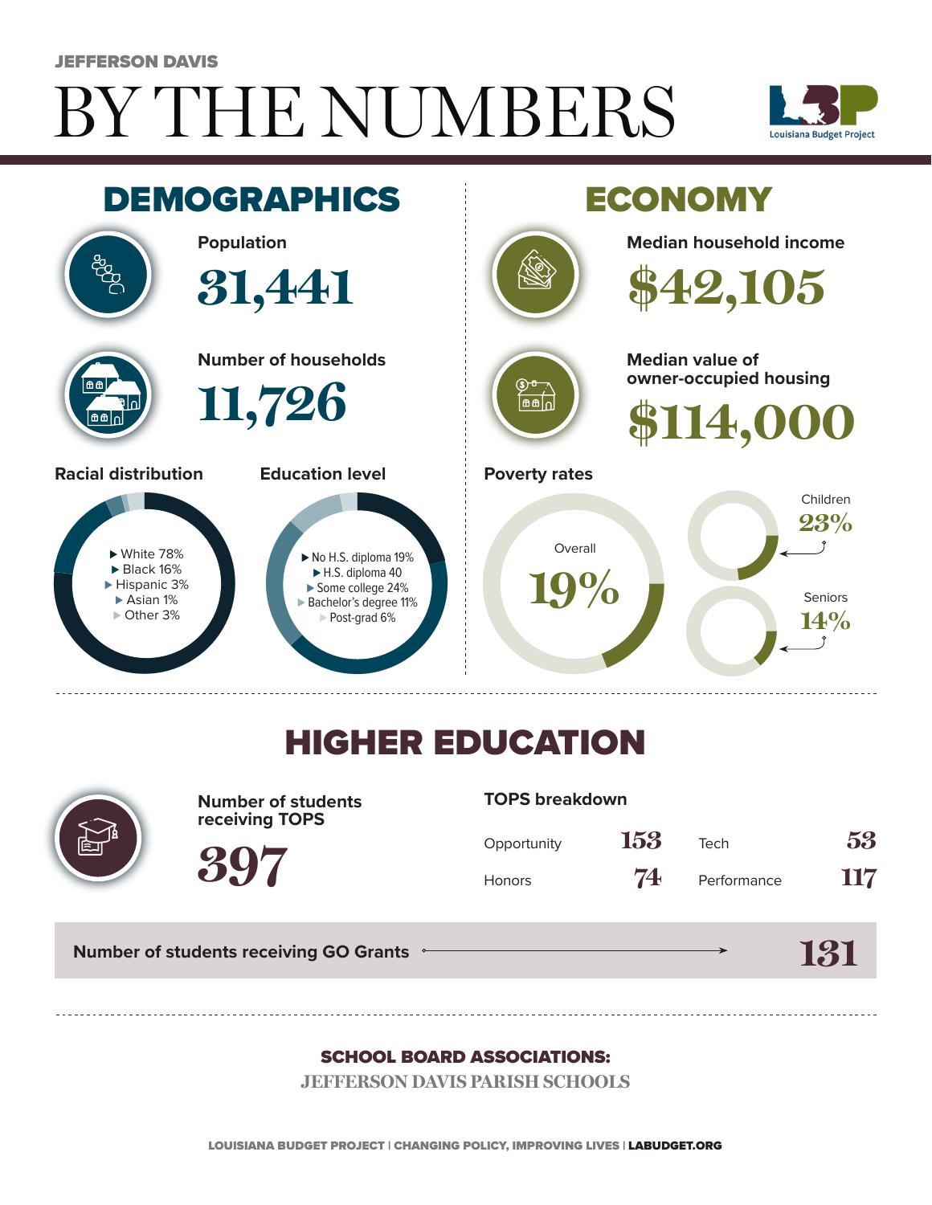JEFFERSON DAVIS

# BY THE NUMBERS

Louisiana Budget Project

## DEMOGRAPHICS

**Population**

31,441

**Number of households**

11,726

**Racial distribution**

- White 78%
- Black 16%
- Hispanic 3%
- Asian 1%
- Other 3%

**Education level**

- No H.S. diploma 19%
- H.S. diploma 40
- Some college 24%
- Bachelor's degree 11%
- Post-grad 6%

## ECONOMY

**Median household income**

$42,105

**Median value of owner-occupied housing**

$114,000

**Poverty rates**

Overall 19%

Children 23%

Seniors 14%

## HIGHER EDUCATION

**Number of students receiving TOPS**

397

**TOPS breakdown**

| | | | |
|---|---|---|---|
| Opportunity | 153 | Tech | 53 |
| Honors | 74 | Performance | 117 |

**Number of students receiving GO Grants** 131

**SCHOOL BOARD ASSOCIATIONS:**

JEFFERSON DAVIS PARISH SCHOOLS

LOUISIANA BUDGET PROJECT | CHANGING POLICY, IMPROVING LIVES | LABUDGET.ORG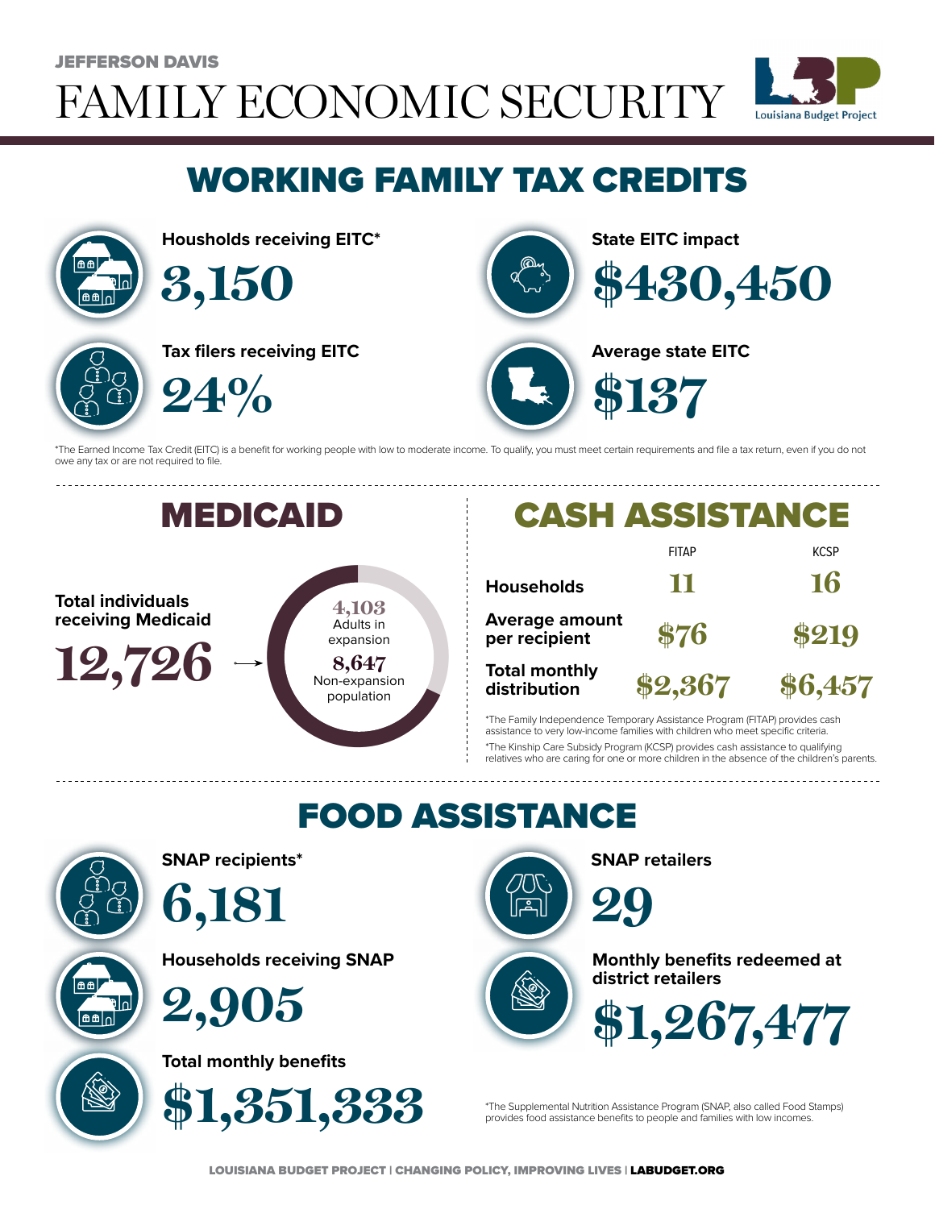JEFFERSON DAVIS

# FAMILY ECONOMIC SECURITY

Louisiana Budget Project

## WORKING FAMILY TAX CREDITS

**Households receiving EITC***

**3,150**

**Tax filers receiving EITC**

**24%**

**State EITC impact**

**$430,450**

**Average state EITC**

**$137**

*The Earned Income Tax Credit (EITC) is a benefit for working people with low to moderate income. To qualify, you must meet certain requirements and file a tax return, even if you do not owe any tax or are not required to file.

## MEDICAID

**Total individuals receiving Medicaid**

**12,726**

4,103
Adults in expansion

8,647
Non-expansion population

## CASH ASSISTANCE

| | FITAP | KCSP |
|---|---|---|
| **Households** | 11 | 16 |
| **Average amount per recipient** | $76 | $219 |
| **Total monthly distribution** | $2,367 | $6,457 |

*The Family Independence Temporary Assistance Program (FITAP) provides cash assistance to very low-income families with children who meet specific criteria.

*The Kinship Care Subsidy Program (KCSP) provides cash assistance to qualifying relatives who are caring for one or more children in the absence of the children's parents.

## FOOD ASSISTANCE

**SNAP recipients***

**6,181**

**Households receiving SNAP**

**2,905**

**Total monthly benefits**

**$1,351,333**

**SNAP retailers**

**29**

**Monthly benefits redeemed at district retailers**

**$1,267,477**

*The Supplemental Nutrition Assistance Program (SNAP, also called Food Stamps) provides food assistance benefits to people and families with low incomes.

LOUISIANA BUDGET PROJECT | CHANGING POLICY, IMPROVING LIVES | LABUDGET.ORG